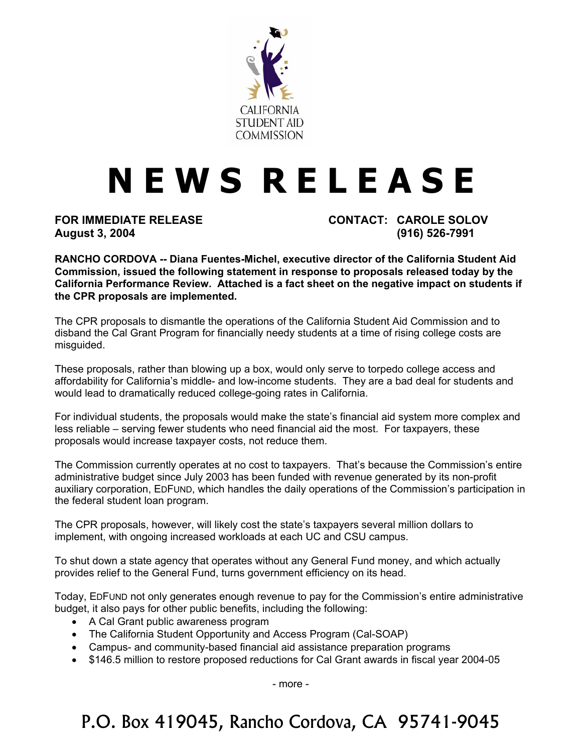CALIFORNIA STUDENT AID COMMISSION

# NEWS RELEASE

**FOR IMMEDIATE RELEASE**
**August 3, 2004**

**CONTACT: CAROLE SOLOV**
**(916) 526-7991**

**RANCHO CORDOVA -- Diana Fuentes-Michel, executive director of the California Student Aid Commission, issued the following statement in response to proposals released today by the California Performance Review. Attached is a fact sheet on the negative impact on students if the CPR proposals are implemented.**

The CPR proposals to dismantle the operations of the California Student Aid Commission and to disband the Cal Grant Program for financially needy students at a time of rising college costs are misguided.

These proposals, rather than blowing up a box, would only serve to torpedo college access and affordability for California's middle- and low-income students. They are a bad deal for students and would lead to dramatically reduced college-going rates in California.

For individual students, the proposals would make the state's financial aid system more complex and less reliable – serving fewer students who need financial aid the most. For taxpayers, these proposals would increase taxpayer costs, not reduce them.

The Commission currently operates at no cost to taxpayers. That's because the Commission's entire administrative budget since July 2003 has been funded with revenue generated by its non-profit auxiliary corporation, EDFUND, which handles the daily operations of the Commission's participation in the federal student loan program.

The CPR proposals, however, will likely cost the state's taxpayers several million dollars to implement, with ongoing increased workloads at each UC and CSU campus.

To shut down a state agency that operates without any General Fund money, and which actually provides relief to the General Fund, turns government efficiency on its head.

Today, EDFUND not only generates enough revenue to pay for the Commission's entire administrative budget, it also pays for other public benefits, including the following:

- A Cal Grant public awareness program
- The California Student Opportunity and Access Program (Cal-SOAP)
- Campus- and community-based financial aid assistance preparation programs
- $146.5 million to restore proposed reductions for Cal Grant awards in fiscal year 2004-05

- more -

P.O. Box 419045, Rancho Cordova, CA 95741-9045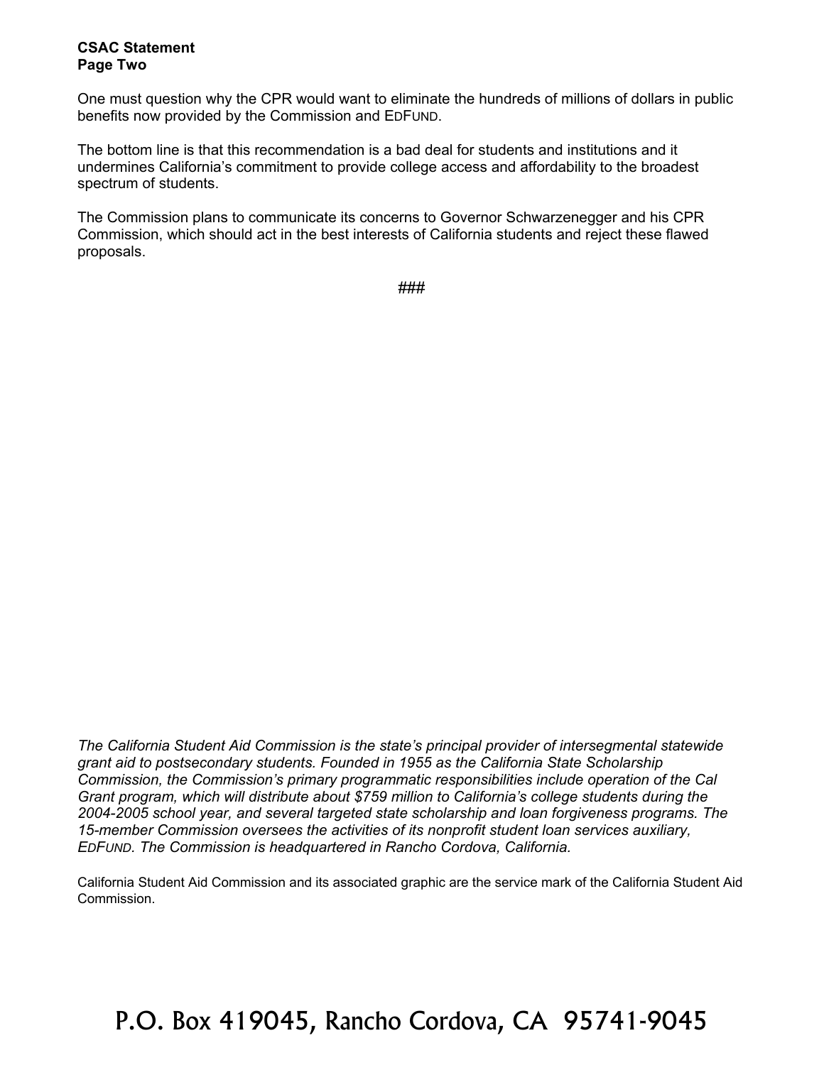One must question why the CPR would want to eliminate the hundreds of millions of dollars in public benefits now provided by the Commission and EDFUND.

The bottom line is that this recommendation is a bad deal for students and institutions and it undermines California's commitment to provide college access and affordability to the broadest spectrum of students.

The Commission plans to communicate its concerns to Governor Schwarzenegger and his CPR Commission, which should act in the best interests of California students and reject these flawed proposals.

###

*The California Student Aid Commission is the state's principal provider of intersegmental statewide grant aid to postsecondary students. Founded in 1955 as the California State Scholarship Commission, the Commission's primary programmatic responsibilities include operation of the Cal Grant program, which will distribute about $759 million to California's college students during the 2004-2005 school year, and several targeted state scholarship and loan forgiveness programs. The 15-member Commission oversees the activities of its nonprofit student loan services auxiliary, EDFUND. The Commission is headquartered in Rancho Cordova, California.*

California Student Aid Commission and its associated graphic are the service mark of the California Student Aid Commission.

P.O. Box 419045, Rancho Cordova, CA 95741-9045